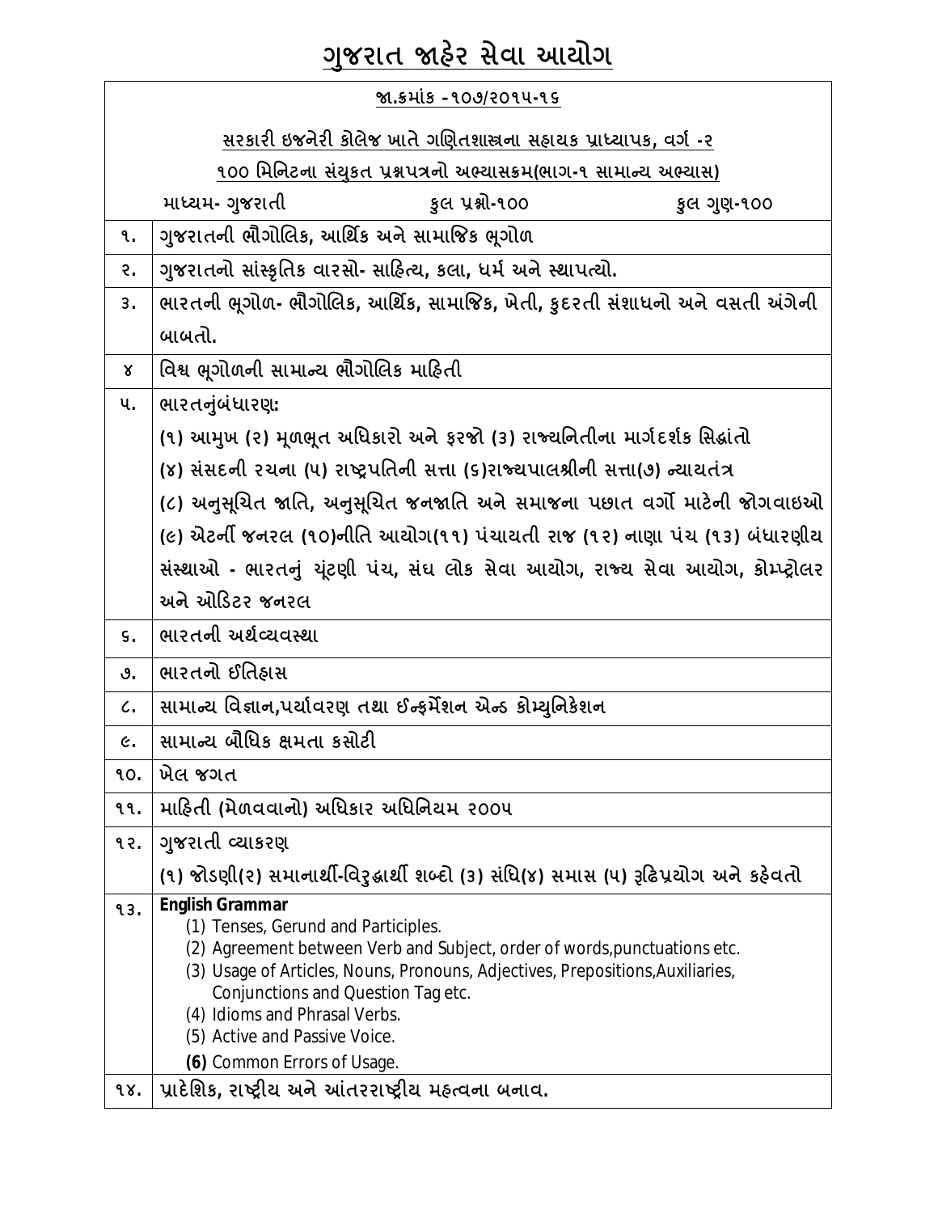# ગુજરાત જાહેર સેવા આયોગ

| જા.ક્રમાંક -૧૦૭/૨૦૧૫-૧૬ | |
|---|---|
| સરકારી ઇજનેરી કોલેજ ખાતે ગણિતશાસ્ત્રના સહાયક પ્રાધ્યાપક, વર્ગ -૨<br>૧૦૦ મિનિટના સંયુક્ત પ્રશ્નપત્રનો અભ્યાસક્રમ(ભાગ-૧ સામાન્ય અભ્યાસ) | |
| માધ્યમ- ગુજરાતી &nbsp;&nbsp;&nbsp; કુલ પ્રશ્નો-૧૦૦ &nbsp;&nbsp;&nbsp; કુલ ગુણ-૧૦૦ | |
| ૧. | ગુજરાતની ભૌગોલિક, આર્થિક અને સામાજિક ભૂગોળ |
| ૨. | ગુજરાતનો સાંસ્કૃતિક વારસો- સાહિત્ય, કલા, ધર્મ અને સ્થાપત્યો. |
| ૩. | ભારતની ભૂગોળ- ભૌગોલિક, આર્થિક, સામાજિક, ખેતી, કુદરતી સંશાધનો અને વસતી અંગેની બાબતો. |
| ૪ | વિશ્વ ભૂગોળની સામાન્ય ભૌગોલિક માહિતી |
| ૫. | ભારતનુંબંધારણ:<br>(૧) આમુખ (૨) મૂળભૂત અધિકારો અને ફરજો (૩) રાજ્યનિતીના માર્ગદર્શક સિદ્ધાંતો<br>(૪) સંસદની રચના (૫) રાષ્ટ્રપતિની સત્તા (૬)રાજ્યપાલશ્રીની સત્તા(૭) ન્યાયતંત્ર<br>(૮) અનુસૂચિત જાતિ, અનુસૂચિત જનજાતિ અને સમાજના પછાત વર્ગો માટેની જોગવાઇઓ<br>(૯) એટર્ની જનરલ (૧૦)નીતિ આયોગ(૧૧) પંચાયતી રાજ (૧૨) નાણા પંચ (૧૩) બંધારણીય સંસ્થાઓ - ભારતનું ચૂંટણી પંચ, સંઘ લોક સેવા આયોગ, રાજ્ય સેવા આયોગ, કોમ્પ્ટ્રોલર અને ઓડિટર જનરલ |
| ૬. | ભારતની અર્થવ્યવસ્થા |
| ૭. | ભારતનો ઈતિહાસ |
| ૮. | સામાન્ય વિજ્ઞાન,પર્યાવરણ તથા ઈન્ફર્મેશન એન્ડ કોમ્યુનિકેશન |
| ૯. | સામાન્ય બૌધિક ક્ષમતા કસોટી |
| ૧૦. | ખેલ જગત |
| ૧૧. | માહિતી (મેળવવાનો) અધિકાર અધિનિયમ ૨૦૦૫ |
| ૧૨. | ગુજરાતી વ્યાકરણ<br>(૧) જોડણી(૨) સમાનાર્થી-વિરુદ્ધાર્થી શબ્દો (૩) સંધિ(૪) સમાસ (૫) રૂઢિપ્રયોગ અને કહેવતો |
| ૧૩. | **English Grammar**<br>(1) Tenses, Gerund and Participles.<br>(2) Agreement between Verb and Subject, order of words,punctuations etc.<br>(3) Usage of Articles, Nouns, Pronouns, Adjectives, Prepositions,Auxiliaries, Conjunctions and Question Tag etc.<br>(4) Idioms and Phrasal Verbs.<br>(5) Active and Passive Voice.<br>**(6)** Common Errors of Usage. |
| ૧૪. | પ્રાદેશિક, રાષ્ટ્રીય અને આંતરરાષ્ટ્રીય મહત્વના બનાવ. |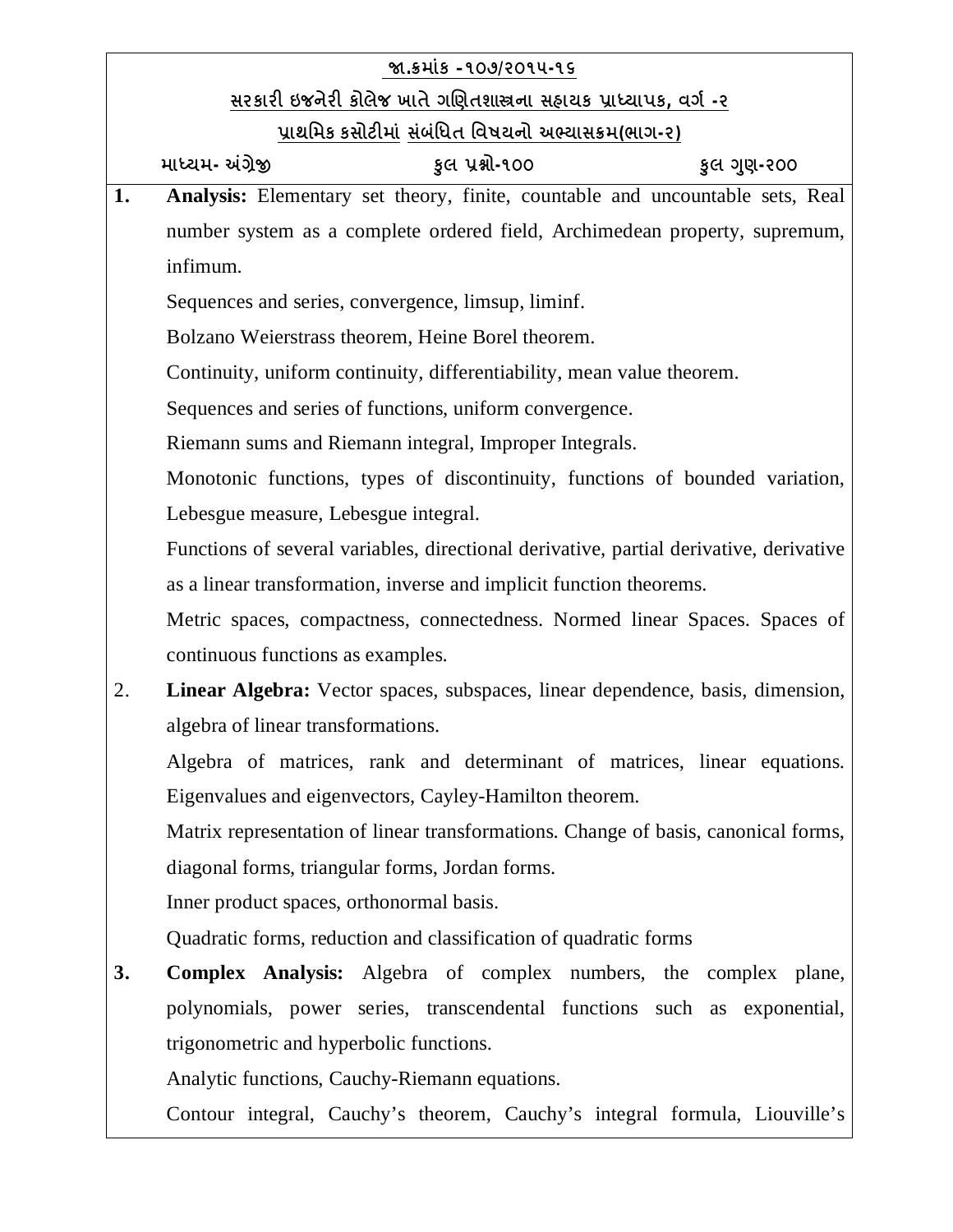**જા.ક્રમાંક -૧૦૭/૨૦૧૫-૧૬**

**સરકારી ઇજનેરી કોલેજ ખાતે ગણિતશાસ્ત્રના સહાયક પ્રાધ્યાપક, વર્ગ -૨**

**પ્રાથમિક કસોટીમાં સંબંધિત વિષયનો અભ્યાસક્રમ(ભાગ-૨)**

**માધ્યમ- અંગ્રેજી** **કુલ પ્રશ્નો-૧૦૦** **કુલ ગુણ-૨૦૦**

1. **Analysis:** Elementary set theory, finite, countable and uncountable sets, Real number system as a complete ordered field, Archimedean property, supremum, infimum.

   Sequences and series, convergence, limsup, liminf.

   Bolzano Weierstrass theorem, Heine Borel theorem.

   Continuity, uniform continuity, differentiability, mean value theorem.

   Sequences and series of functions, uniform convergence.

   Riemann sums and Riemann integral, Improper Integrals.

   Monotonic functions, types of discontinuity, functions of bounded variation, Lebesgue measure, Lebesgue integral.

   Functions of several variables, directional derivative, partial derivative, derivative as a linear transformation, inverse and implicit function theorems.

   Metric spaces, compactness, connectedness. Normed linear Spaces. Spaces of continuous functions as examples.

2. **Linear Algebra:** Vector spaces, subspaces, linear dependence, basis, dimension, algebra of linear transformations.

   Algebra of matrices, rank and determinant of matrices, linear equations. Eigenvalues and eigenvectors, Cayley-Hamilton theorem.

   Matrix representation of linear transformations. Change of basis, canonical forms, diagonal forms, triangular forms, Jordan forms.

   Inner product spaces, orthonormal basis.

   Quadratic forms, reduction and classification of quadratic forms

3. **Complex Analysis:** Algebra of complex numbers, the complex plane, polynomials, power series, transcendental functions such as exponential, trigonometric and hyperbolic functions.

   Analytic functions, Cauchy-Riemann equations.

   Contour integral, Cauchy's theorem, Cauchy's integral formula, Liouville's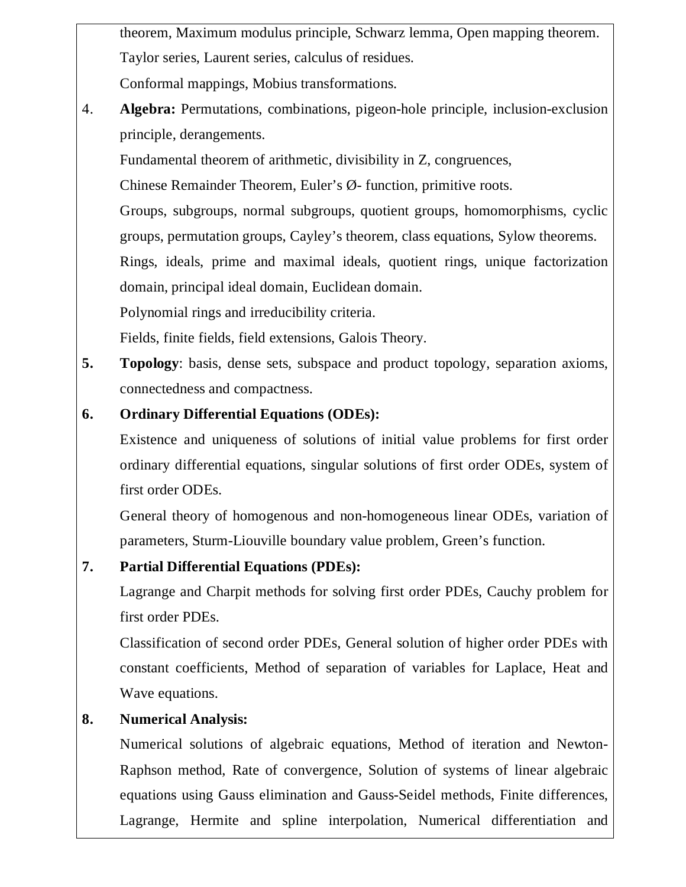theorem, Maximum modulus principle, Schwarz lemma, Open mapping theorem.
Taylor series, Laurent series, calculus of residues.
Conformal mappings, Mobius transformations.

4. **Algebra:** Permutations, combinations, pigeon-hole principle, inclusion-exclusion principle, derangements.
   Fundamental theorem of arithmetic, divisibility in Z, congruences,
   Chinese Remainder Theorem, Euler's Ø- function, primitive roots.
   Groups, subgroups, normal subgroups, quotient groups, homomorphisms, cyclic groups, permutation groups, Cayley's theorem, class equations, Sylow theorems.
   Rings, ideals, prime and maximal ideals, quotient rings, unique factorization domain, principal ideal domain, Euclidean domain.
   Polynomial rings and irreducibility criteria.
   Fields, finite fields, field extensions, Galois Theory.

**5.** **Topology**: basis, dense sets, subspace and product topology, separation axioms, connectedness and compactness.

**6.** **Ordinary Differential Equations (ODEs):**
   Existence and uniqueness of solutions of initial value problems for first order ordinary differential equations, singular solutions of first order ODEs, system of first order ODEs.
   General theory of homogenous and non-homogeneous linear ODEs, variation of parameters, Sturm-Liouville boundary value problem, Green's function.

**7.** **Partial Differential Equations (PDEs):**
   Lagrange and Charpit methods for solving first order PDEs, Cauchy problem for first order PDEs.
   Classification of second order PDEs, General solution of higher order PDEs with constant coefficients, Method of separation of variables for Laplace, Heat and Wave equations.

**8.** **Numerical Analysis:**
   Numerical solutions of algebraic equations, Method of iteration and Newton-Raphson method, Rate of convergence, Solution of systems of linear algebraic equations using Gauss elimination and Gauss-Seidel methods, Finite differences, Lagrange, Hermite and spline interpolation, Numerical differentiation and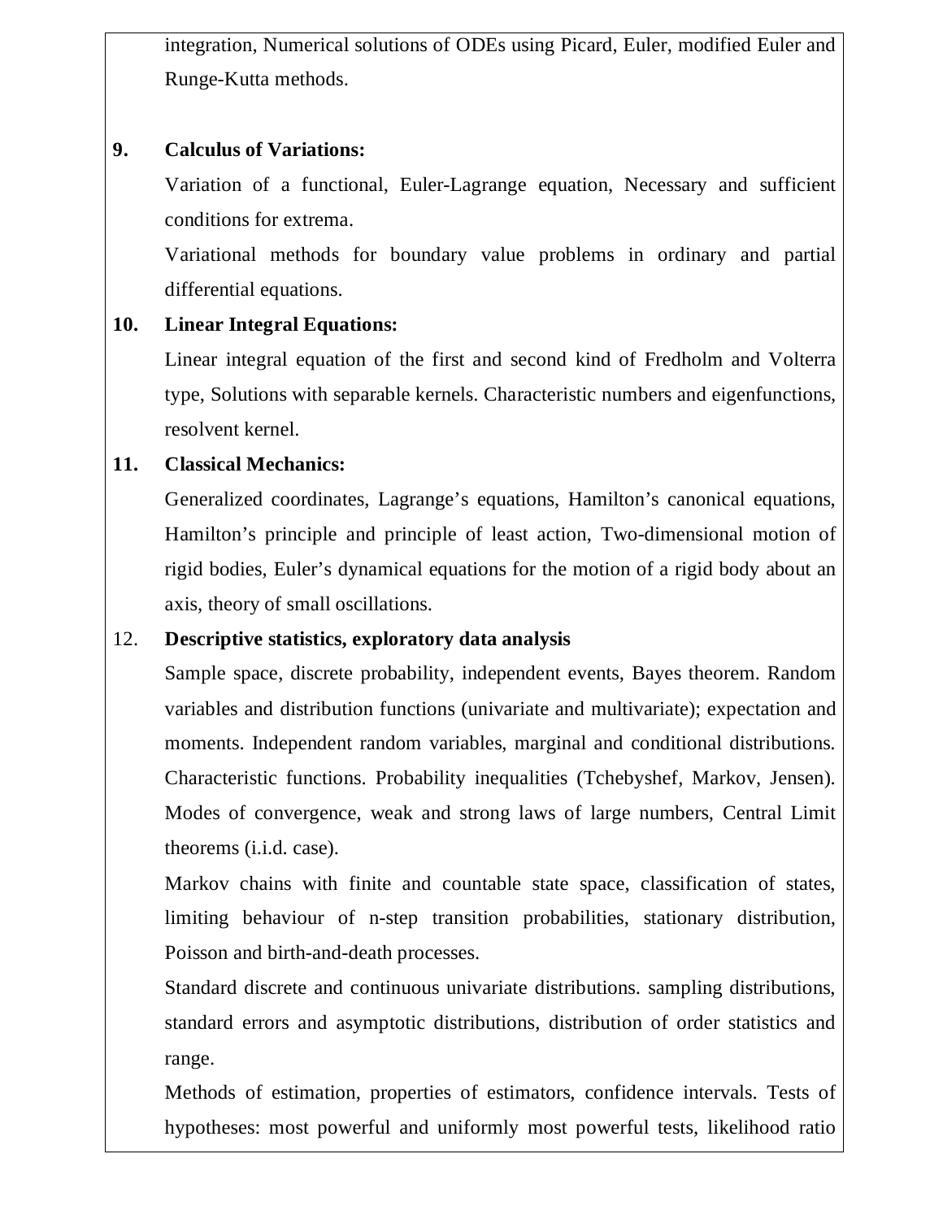integration, Numerical solutions of ODEs using Picard, Euler, modified Euler and Runge-Kutta methods.

**9. Calculus of Variations:**

Variation of a functional, Euler-Lagrange equation, Necessary and sufficient conditions for extrema.

Variational methods for boundary value problems in ordinary and partial differential equations.

**10. Linear Integral Equations:**

Linear integral equation of the first and second kind of Fredholm and Volterra type, Solutions with separable kernels. Characteristic numbers and eigenfunctions, resolvent kernel.

**11. Classical Mechanics:**

Generalized coordinates, Lagrange's equations, Hamilton's canonical equations, Hamilton's principle and principle of least action, Two-dimensional motion of rigid bodies, Euler's dynamical equations for the motion of a rigid body about an axis, theory of small oscillations.

12. **Descriptive statistics, exploratory data analysis**

Sample space, discrete probability, independent events, Bayes theorem. Random variables and distribution functions (univariate and multivariate); expectation and moments. Independent random variables, marginal and conditional distributions. Characteristic functions. Probability inequalities (Tchebyshef, Markov, Jensen). Modes of convergence, weak and strong laws of large numbers, Central Limit theorems (i.i.d. case).

Markov chains with finite and countable state space, classification of states, limiting behaviour of n-step transition probabilities, stationary distribution, Poisson and birth-and-death processes.

Standard discrete and continuous univariate distributions. sampling distributions, standard errors and asymptotic distributions, distribution of order statistics and range.

Methods of estimation, properties of estimators, confidence intervals. Tests of hypotheses: most powerful and uniformly most powerful tests, likelihood ratio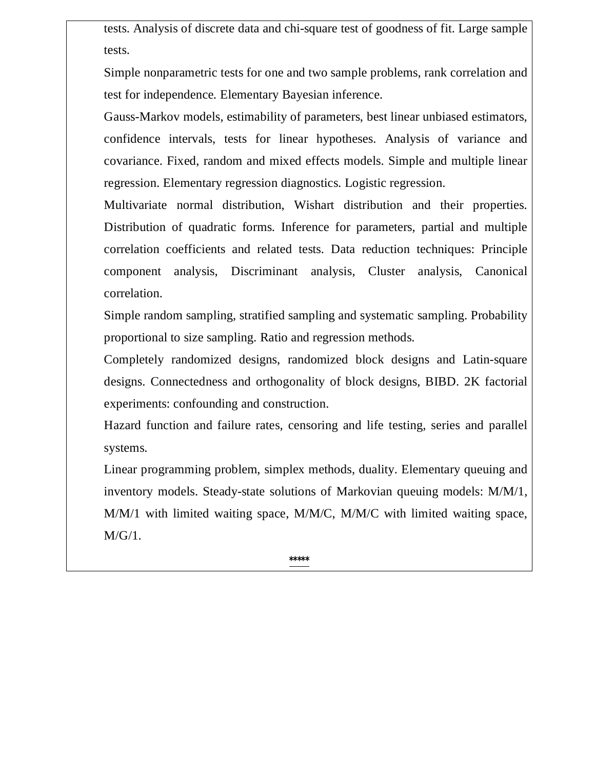tests. Analysis of discrete data and chi-square test of goodness of fit. Large sample tests.

Simple nonparametric tests for one and two sample problems, rank correlation and test for independence. Elementary Bayesian inference.

Gauss-Markov models, estimability of parameters, best linear unbiased estimators, confidence intervals, tests for linear hypotheses. Analysis of variance and covariance. Fixed, random and mixed effects models. Simple and multiple linear regression. Elementary regression diagnostics. Logistic regression.

Multivariate normal distribution, Wishart distribution and their properties. Distribution of quadratic forms. Inference for parameters, partial and multiple correlation coefficients and related tests. Data reduction techniques: Principle component analysis, Discriminant analysis, Cluster analysis, Canonical correlation.

Simple random sampling, stratified sampling and systematic sampling. Probability proportional to size sampling. Ratio and regression methods.

Completely randomized designs, randomized block designs and Latin-square designs. Connectedness and orthogonality of block designs, BIBD. 2K factorial experiments: confounding and construction.

Hazard function and failure rates, censoring and life testing, series and parallel systems.

Linear programming problem, simplex methods, duality. Elementary queuing and inventory models. Steady-state solutions of Markovian queuing models: M/M/1, M/M/1 with limited waiting space, M/M/C, M/M/C with limited waiting space, M/G/1.

*****